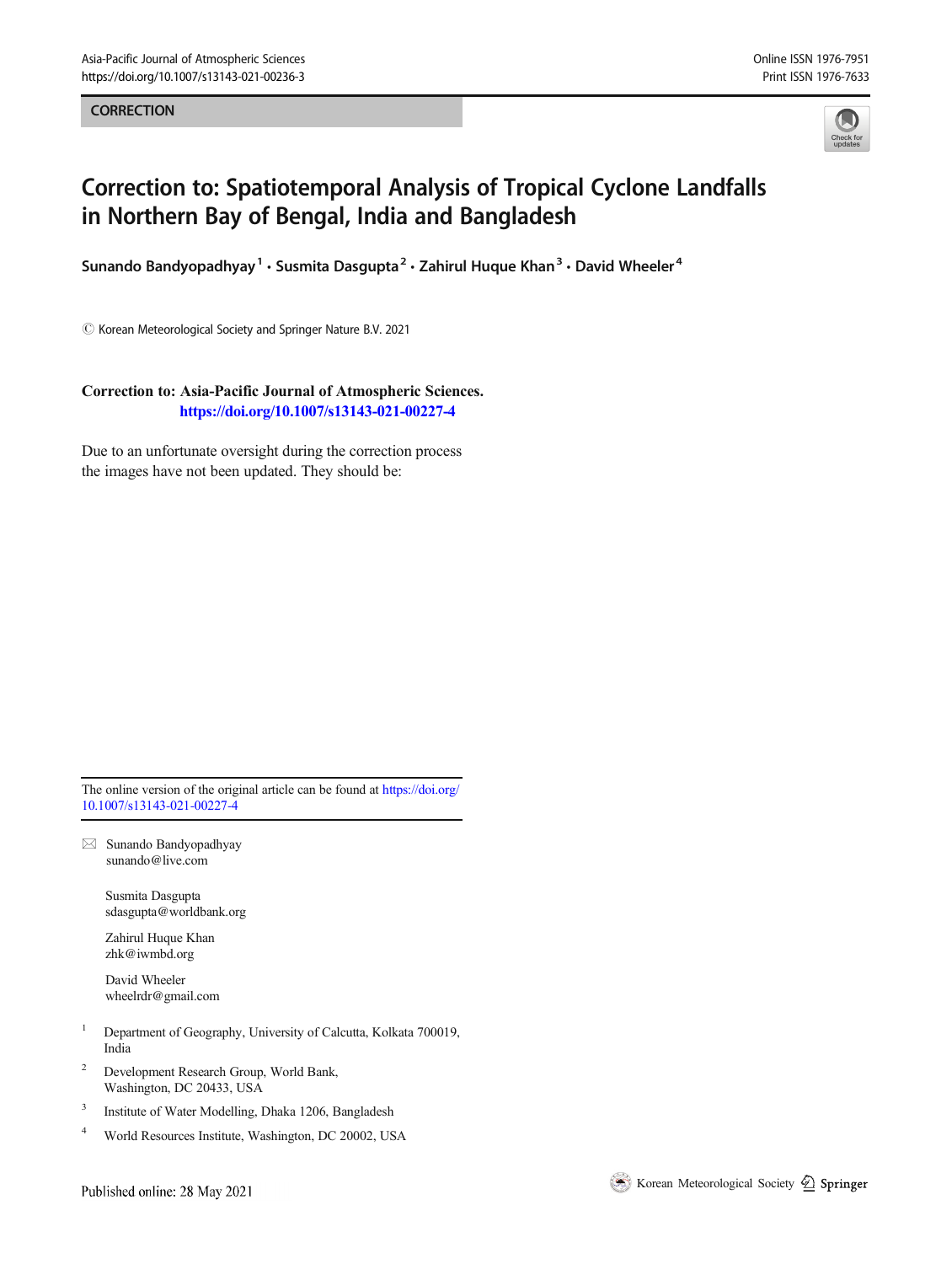CORRECTION

# Correction to: Spatiotemporal Analysis of Tropical Cyclone Landfalls in Northern Bay of Bengal, India and Bangladesh

**Sunando Bandyopadhyay[1] · Susmita Dasgupta[2] · Zahirul Huque Khan[3] · David Wheeler[4]**

© Korean Meteorological Society and Springer Nature B.V. 2021

**Correction to: Asia-Pacific Journal of Atmospheric Sciences.**
**https://doi.org/10.1007/s13143-021-00227-4**

Due to an unfortunate oversight during the correction process the images have not been updated. They should be:

---

The online version of the original article can be found at https://doi.org/10.1007/s13143-021-00227-4

---

✉ Sunando Bandyopadhyay
sunando@live.com

Susmita Dasgupta
sdasgupta@worldbank.org

Zahirul Huque Khan
zhk@iwmbd.org

David Wheeler
wheelrdr@gmail.com

[1] Department of Geography, University of Calcutta, Kolkata 700019, India

[2] Development Research Group, World Bank, Washington, DC 20433, USA

[3] Institute of Water Modelling, Dhaka 1206, Bangladesh

[4] World Resources Institute, Washington, DC 20002, USA

Published online: 28 May 2021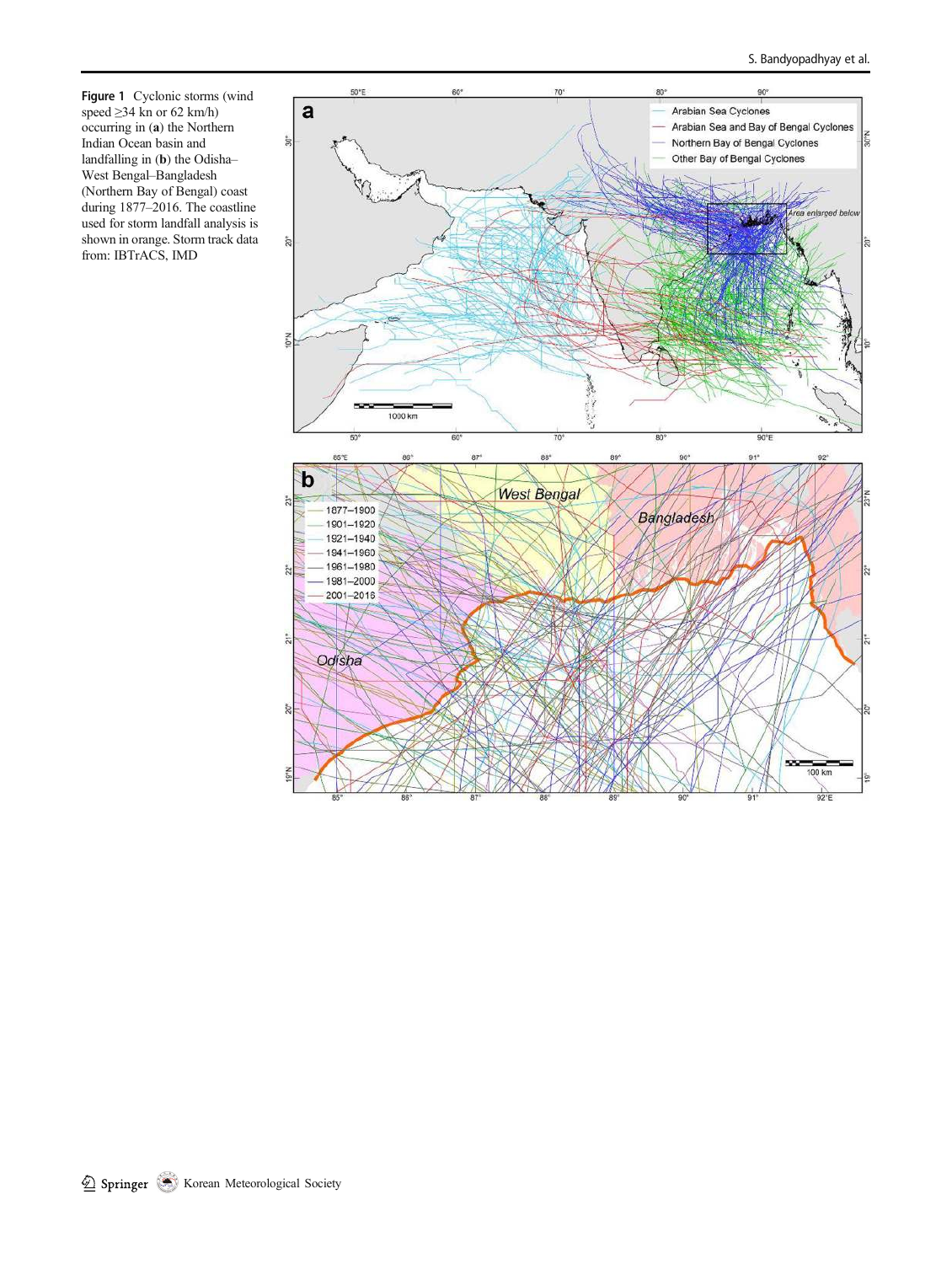**Figure 1** Cyclonic storms (wind speed ≥34 kn or 62 km/h) occurring in (**a**) the Northern Indian Ocean basin and landfalling in (**b**) the Odisha–West Bengal–Bangladesh (Northern Bay of Bengal) coast during 1877–2016. The coastline used for storm landfall analysis is shown in orange. Storm track data from: IBTrACS, IMD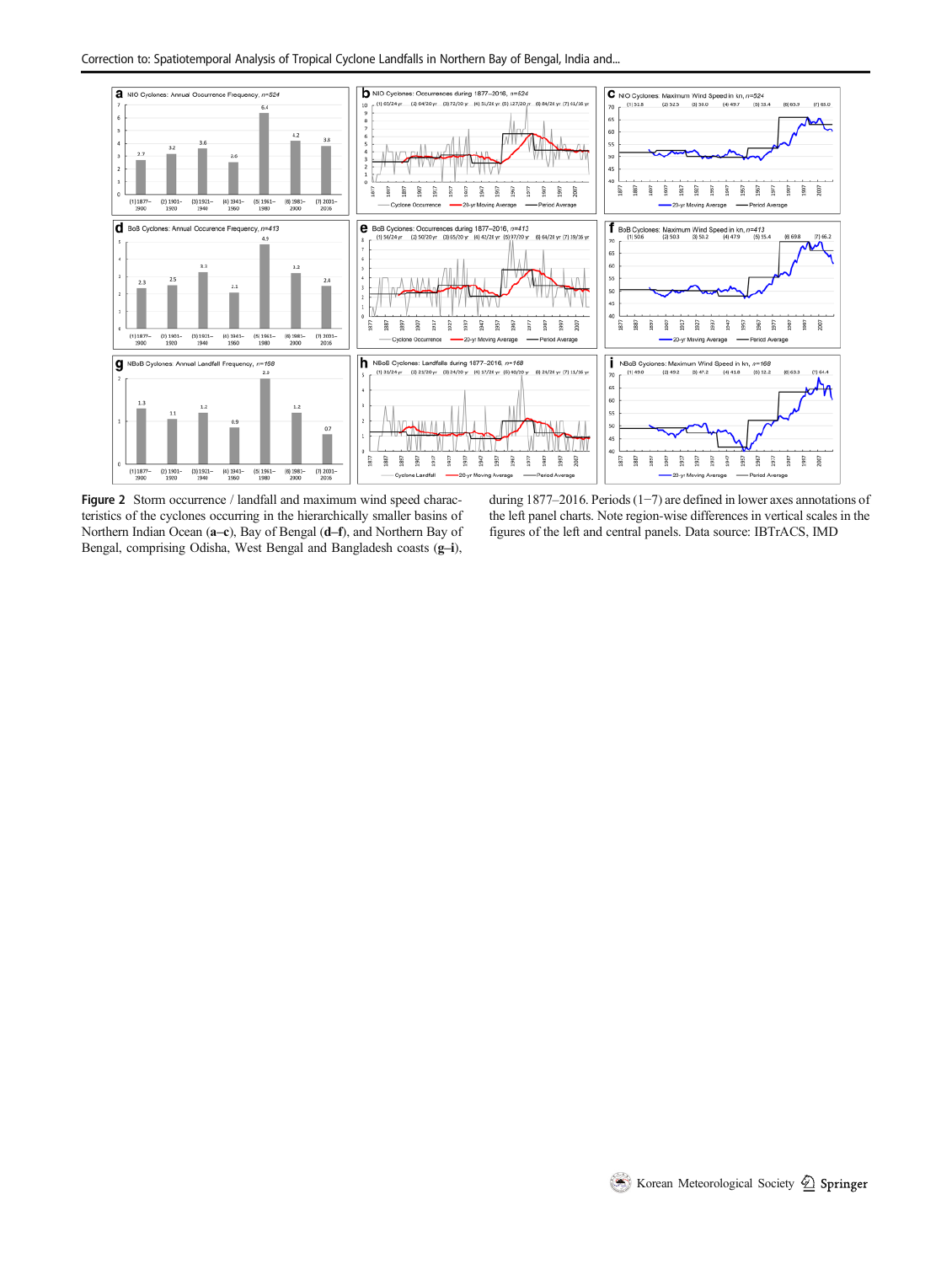**Figure 2** Storm occurrence / landfall and maximum wind speed characteristics of the cyclones occurring in the hierarchically smaller basins of Northern Indian Ocean (**a–c**), Bay of Bengal (**d–f**), and Northern Bay of Bengal, comprising Odisha, West Bengal and Bangladesh coasts (**g–i**), during 1877–2016. Periods (1−7) are defined in lower axes annotations of the left panel charts. Note region-wise differences in vertical scales in the figures of the left and central panels. Data source: IBTrACS, IMD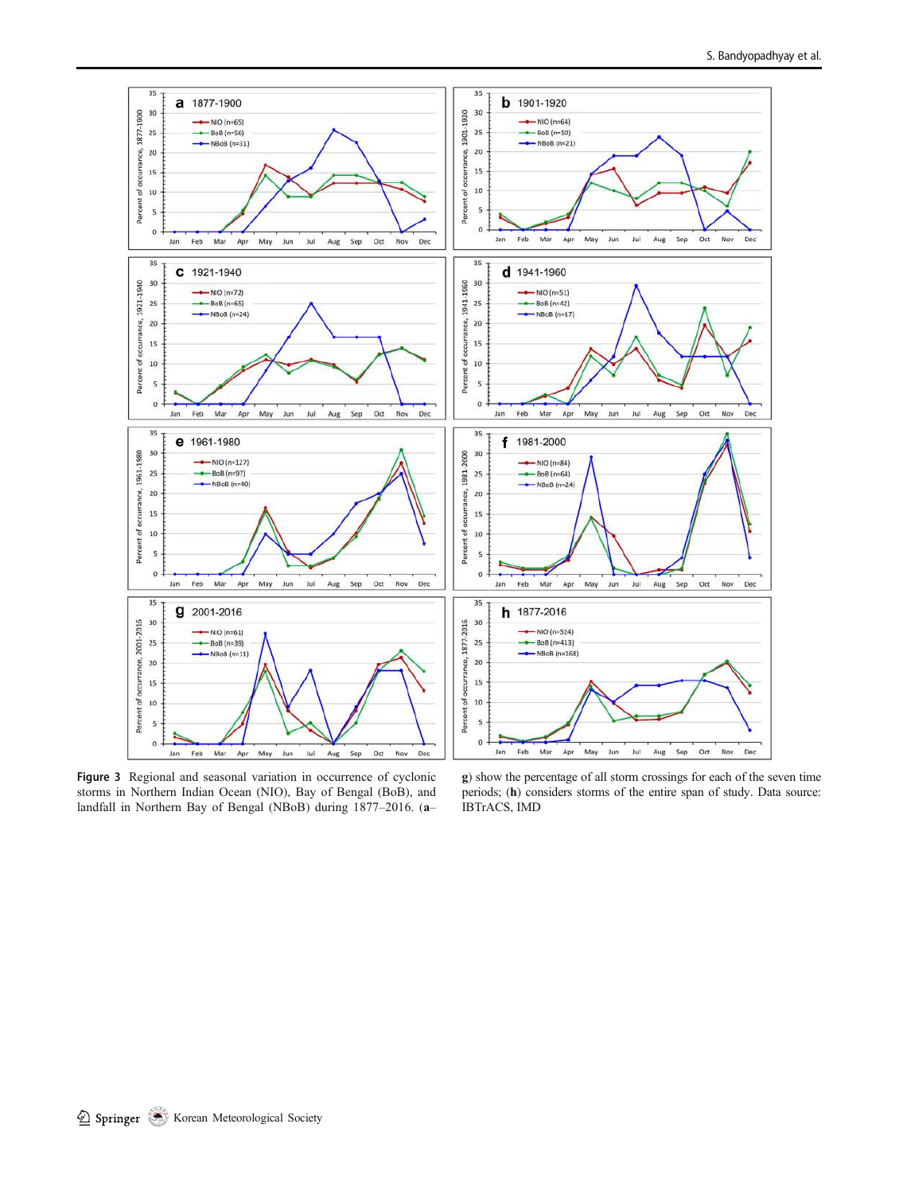**Figure 3** Regional and seasonal variation in occurrence of cyclonic storms in Northern Indian Ocean (NIO), Bay of Bengal (BoB), and landfall in Northern Bay of Bengal (NBoB) during 1877–2016. (**a**–**g**) show the percentage of all storm crossings for each of the seven time periods; (**h**) considers storms of the entire span of study. Data source: IBTrACS, IMD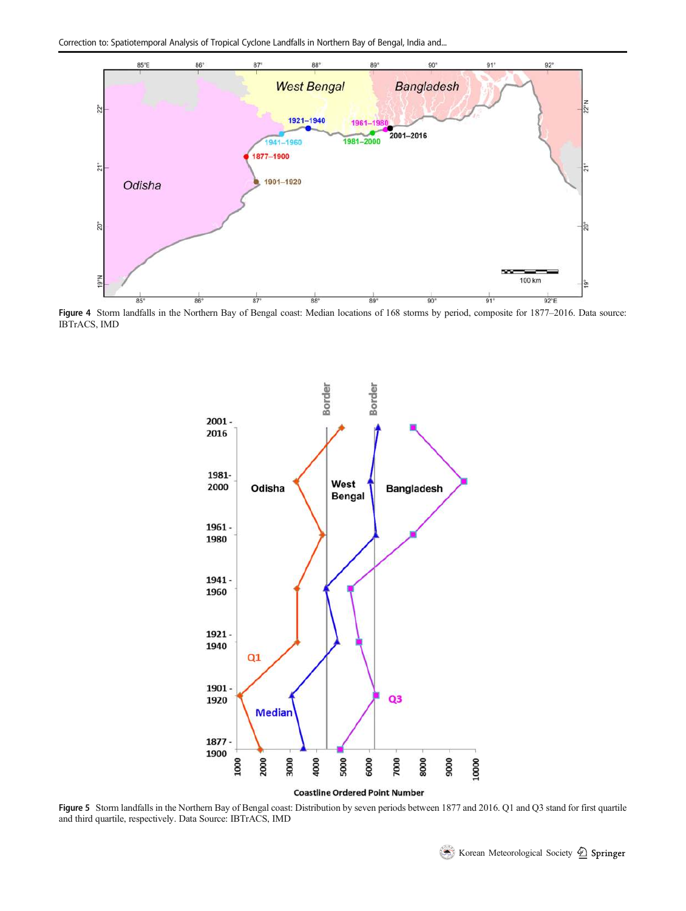**Figure 4** Storm landfalls in the Northern Bay of Bengal coast: Median locations of 168 storms by period, composite for 1877–2016. Data source: IBTrACS, IMD

**Figure 5** Storm landfalls in the Northern Bay of Bengal coast: Distribution by seven periods between 1877 and 2016. Q1 and Q3 stand for first quartile and third quartile, respectively. Data Source: IBTrACS, IMD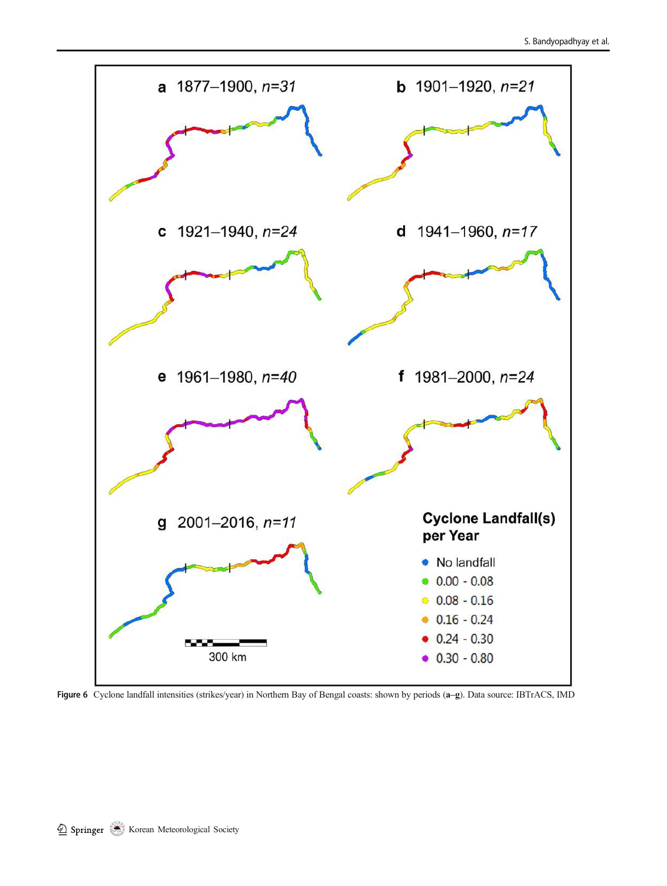**Figure 6** Cyclone landfall intensities (strikes/year) in Northern Bay of Bengal coasts: shown by periods (**a**–**g**). Data source: IBTrACS, IMD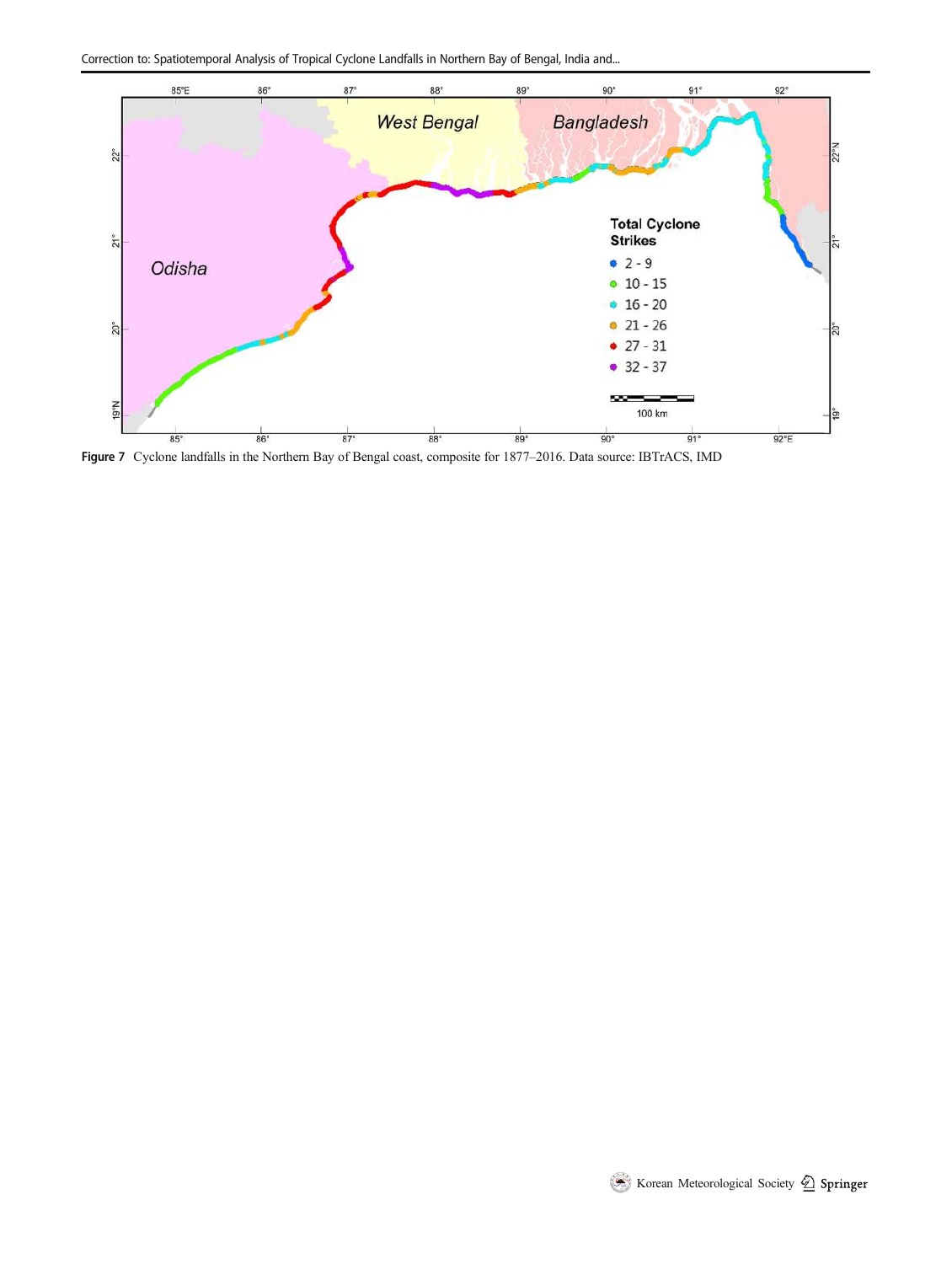Figure 7 Cyclone landfalls in the Northern Bay of Bengal coast, composite for 1877–2016. Data source: IBTrACS, IMD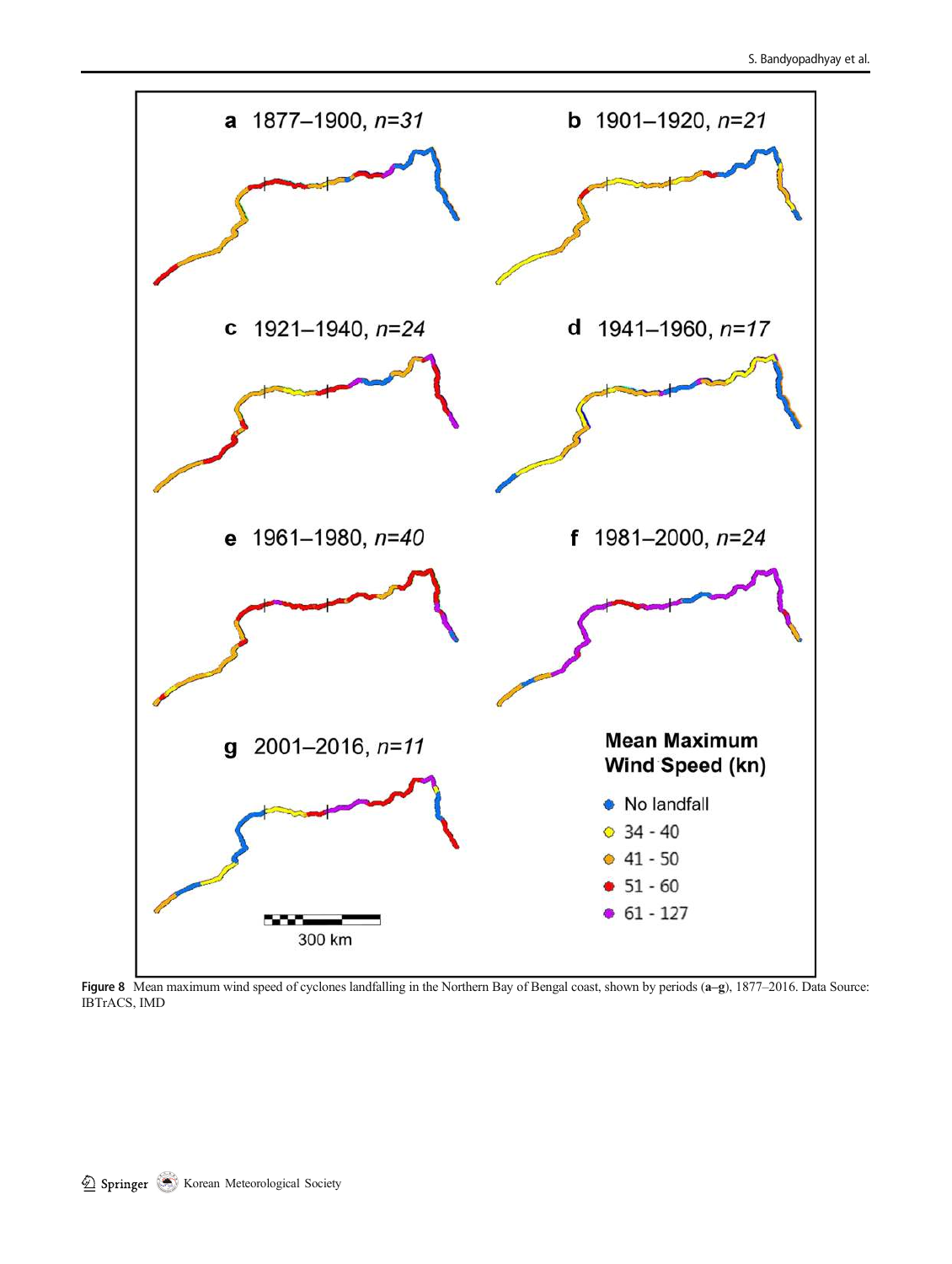Figure 8 Mean maximum wind speed of cyclones landfalling in the Northern Bay of Bengal coast, shown by periods (a–g), 1877–2016. Data Source: IBTrACS, IMD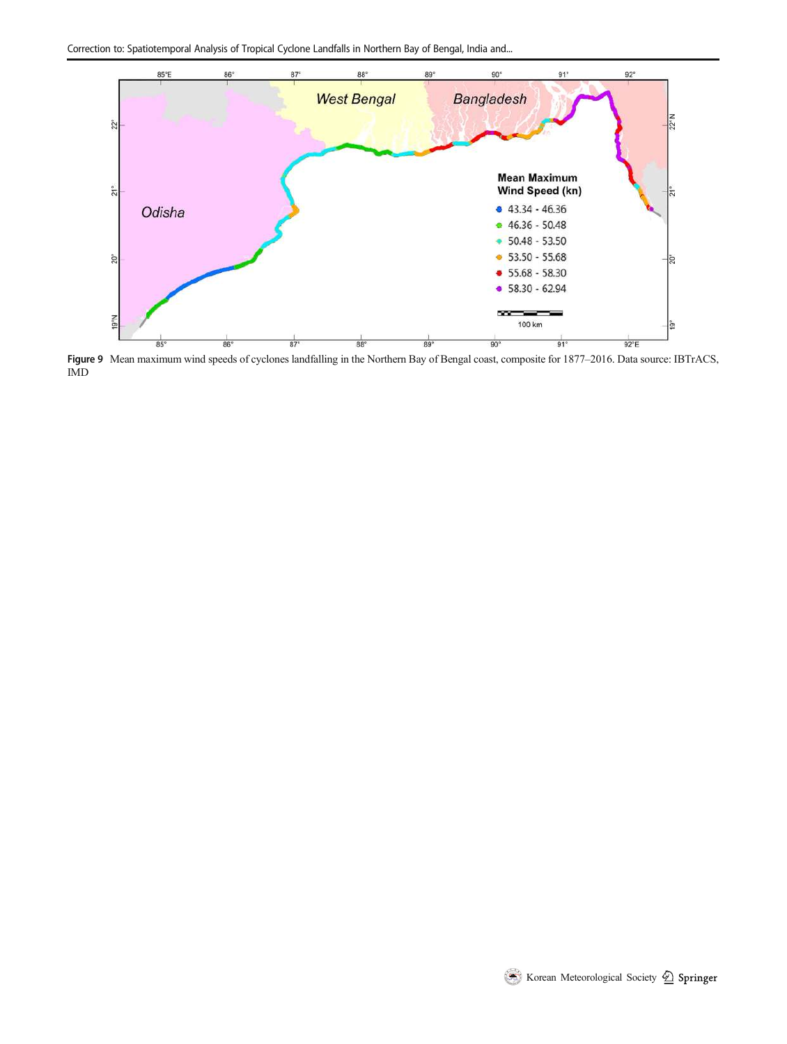**Figure 9** Mean maximum wind speeds of cyclones landfalling in the Northern Bay of Bengal coast, composite for 1877–2016. Data source: IBTrACS, IMD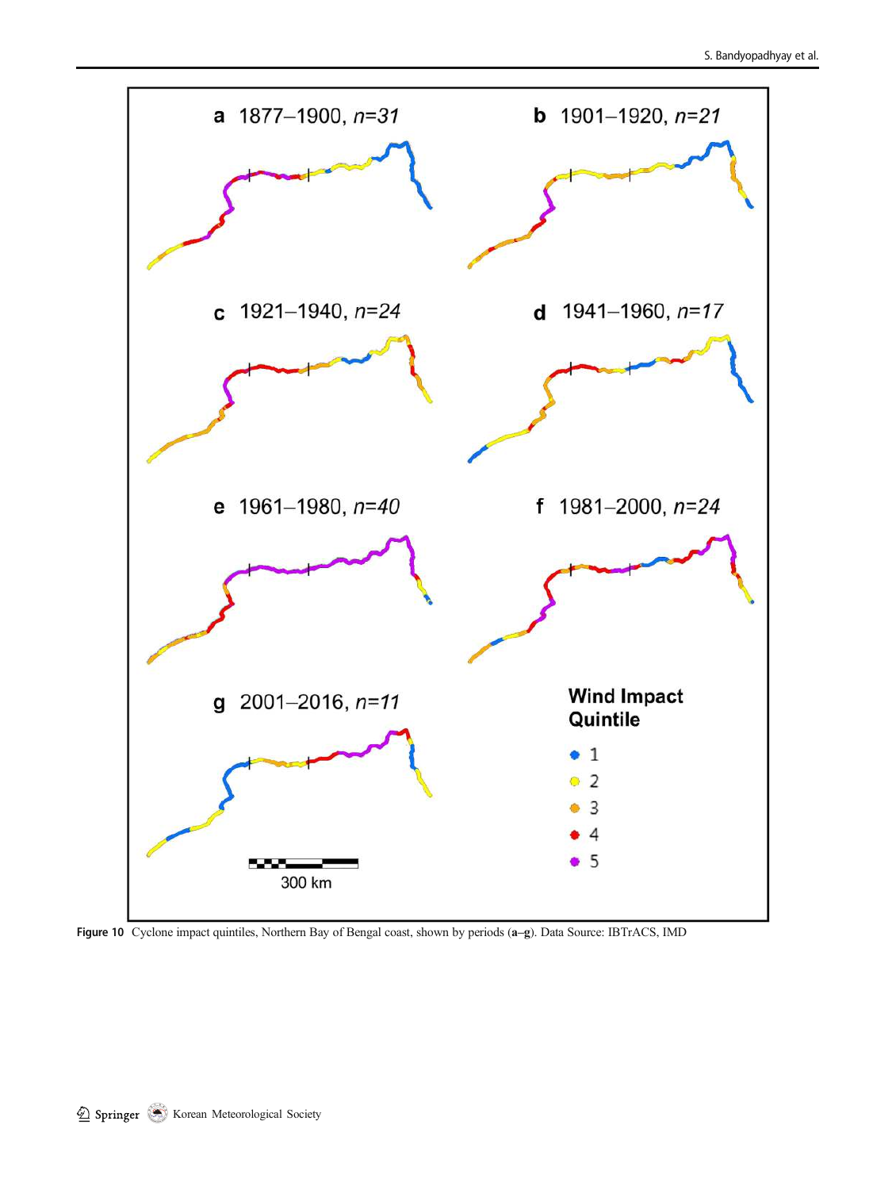**Figure 10** Cyclone impact quintiles, Northern Bay of Bengal coast, shown by periods (**a**–**g**). Data Source: IBTrACS, IMD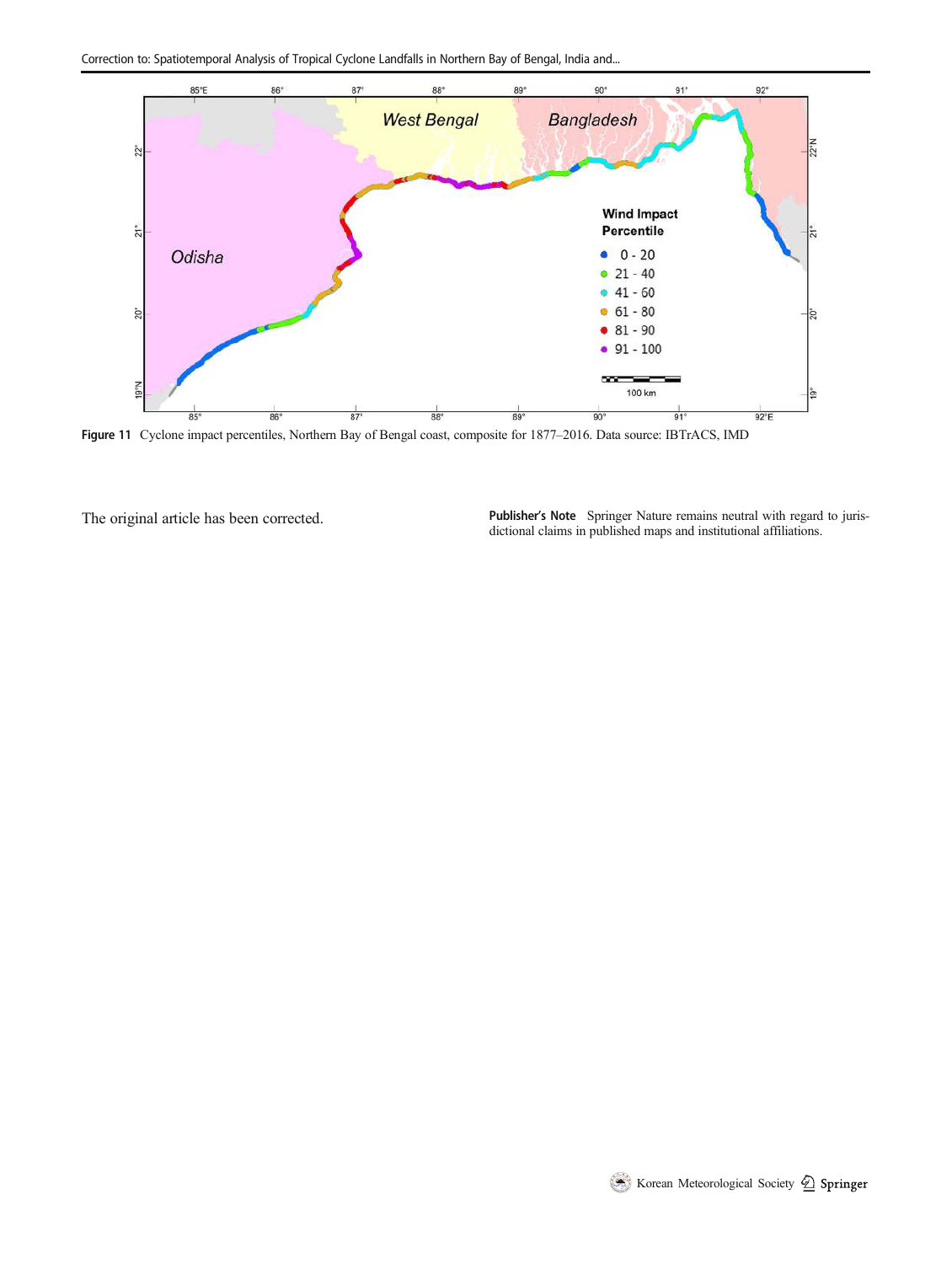85°E
86°
87°
88°
89°
90°
91°
92°

West Bengal

Bangladesh

Odisha

22°
21°
20°
19°N

22°N
21°
20°
19°

Wind Impact Percentile

0 - 20

21 - 40

41 - 60

61 - 80

81 - 90

91 - 100

100 km

85°
86°
87°
88°
89°
90°
91°
92°E

**Figure 11** Cyclone impact percentiles, Northern Bay of Bengal coast, composite for 1877–2016. Data source: IBTrACS, IMD

The original article has been corrected.

**Publisher's Note** Springer Nature remains neutral with regard to jurisdictional claims in published maps and institutional affiliations.